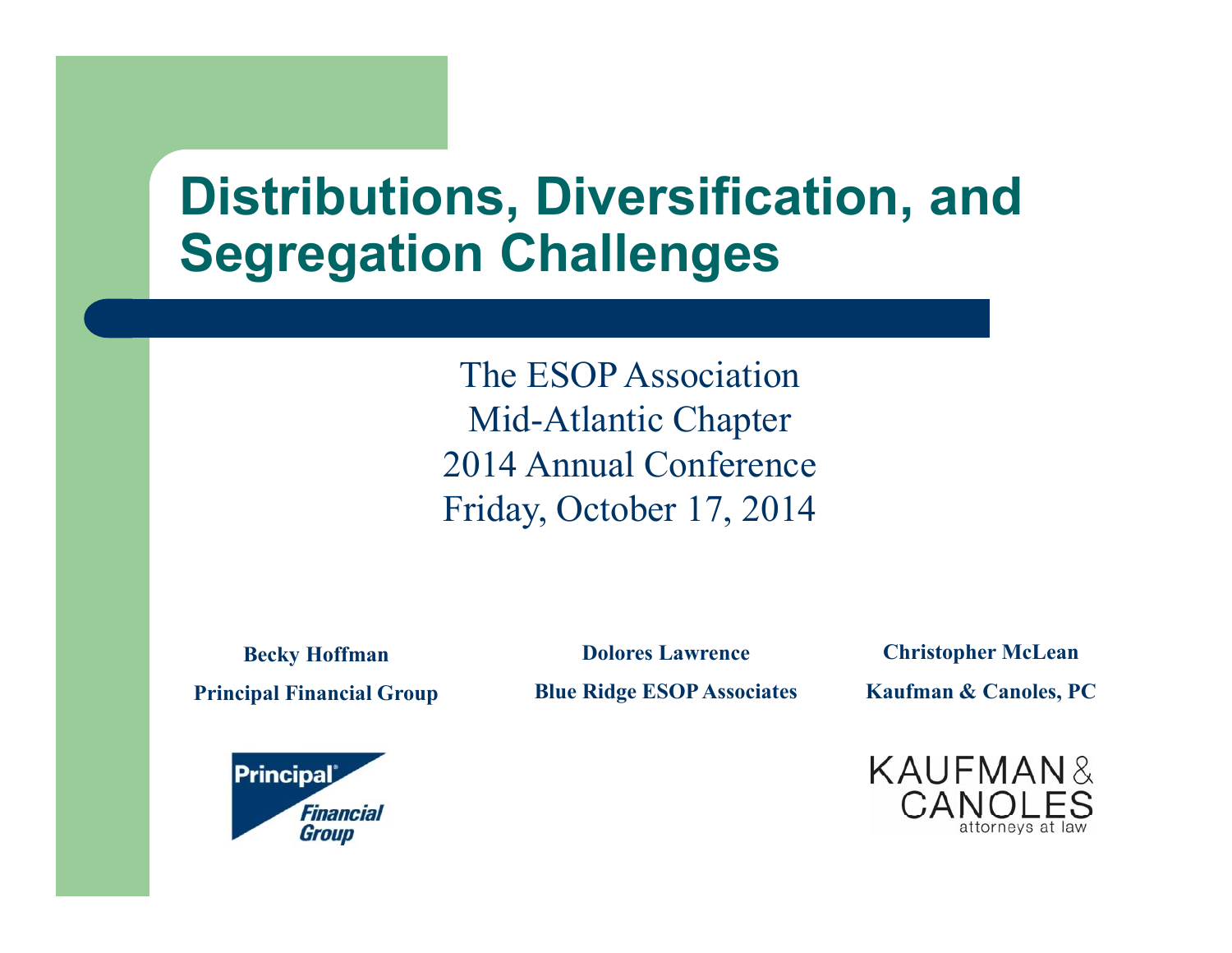# Distributions, Diversification, and Segregation Challenges

The ESOP Association
Mid-Atlantic Chapter
2014 Annual Conference
Friday, October 17, 2014

**Becky Hoffman**
**Principal Financial Group**

**Dolores Lawrence**
**Blue Ridge ESOP Associates**

**Christopher McLean**
**Kaufman & Canoles, PC**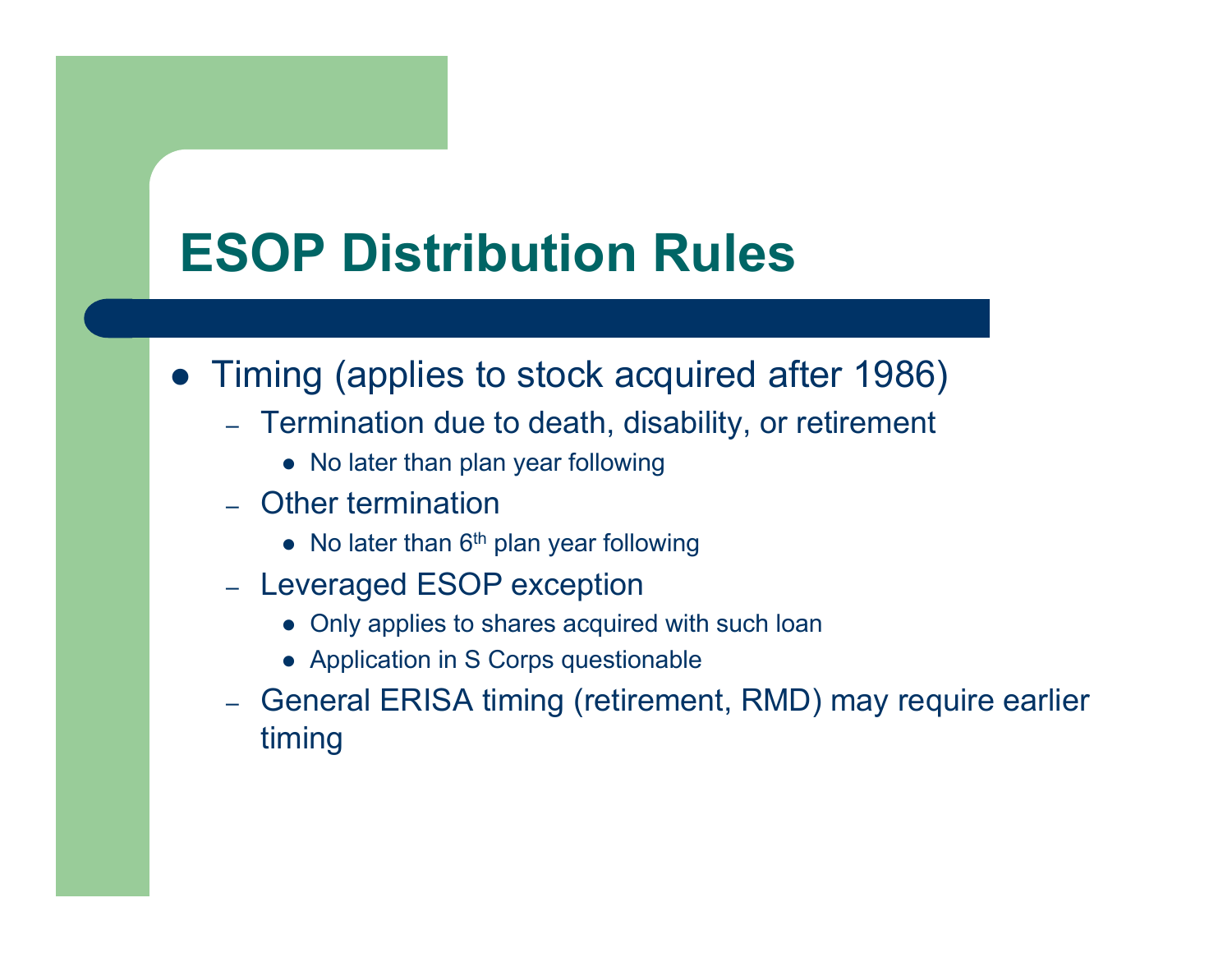# ESOP Distribution Rules

- Timing (applies to stock acquired after 1986)
  - Termination due to death, disability, or retirement
    - No later than plan year following
  - Other termination
    - No later than 6th plan year following
  - Leveraged ESOP exception
    - Only applies to shares acquired with such loan
    - Application in S Corps questionable
  - General ERISA timing (retirement, RMD) may require earlier timing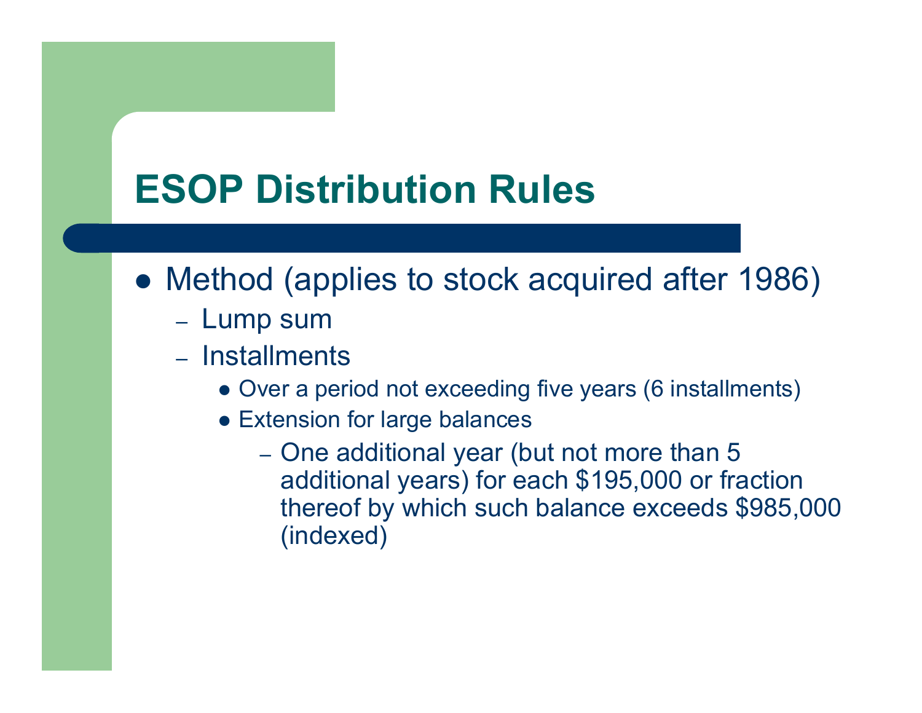# ESOP Distribution Rules

- Method (applies to stock acquired after 1986)
  - Lump sum
  - Installments
    - Over a period not exceeding five years (6 installments)
    - Extension for large balances
      - One additional year (but not more than 5 additional years) for each $195,000 or fraction thereof by which such balance exceeds $985,000 (indexed)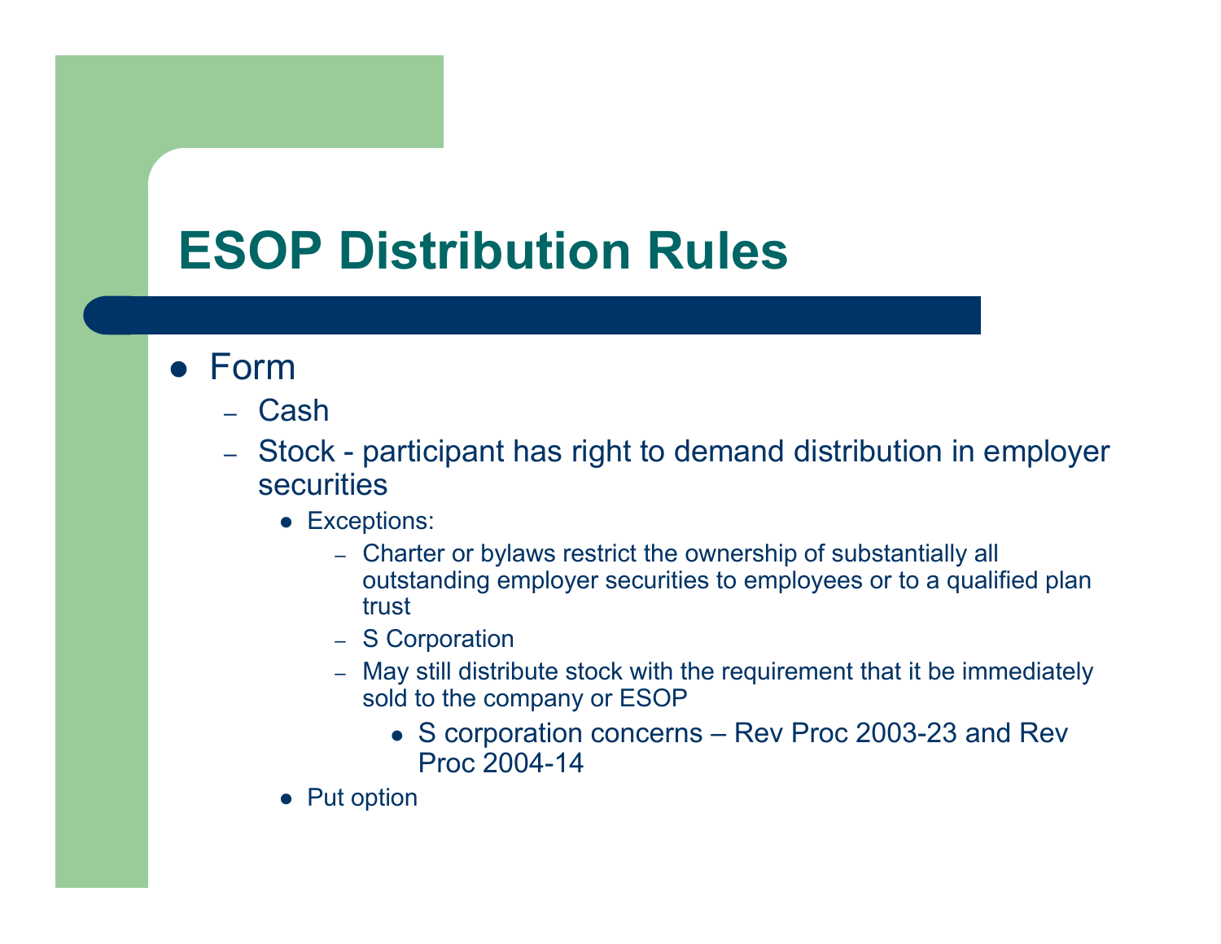# ESOP Distribution Rules

- Form
  - Cash
  - Stock - participant has right to demand distribution in employer securities
    - Exceptions:
      - Charter or bylaws restrict the ownership of substantially all outstanding employer securities to employees or to a qualified plan trust
      - S Corporation
      - May still distribute stock with the requirement that it be immediately sold to the company or ESOP
        - S corporation concerns – Rev Proc 2003-23 and Rev Proc 2004-14
    - Put option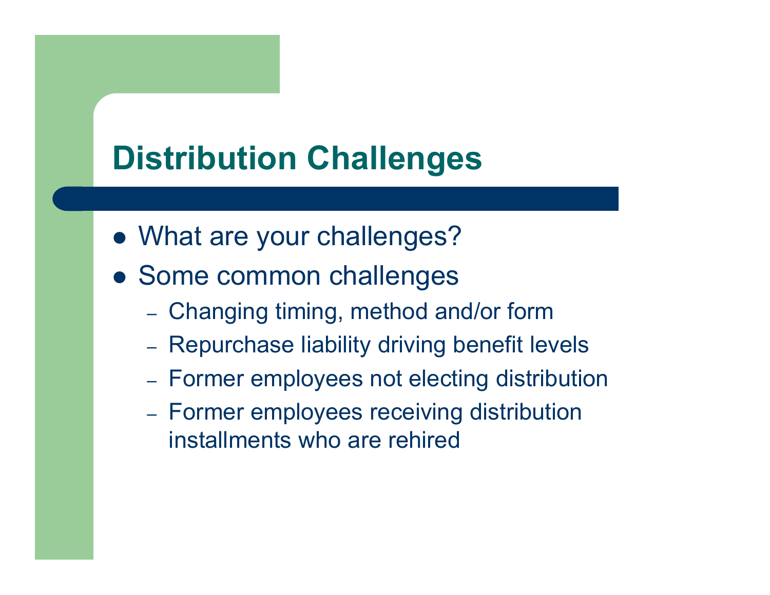# Distribution Challenges

- What are your challenges?
- Some common challenges
  - Changing timing, method and/or form
  - Repurchase liability driving benefit levels
  - Former employees not electing distribution
  - Former employees receiving distribution installments who are rehired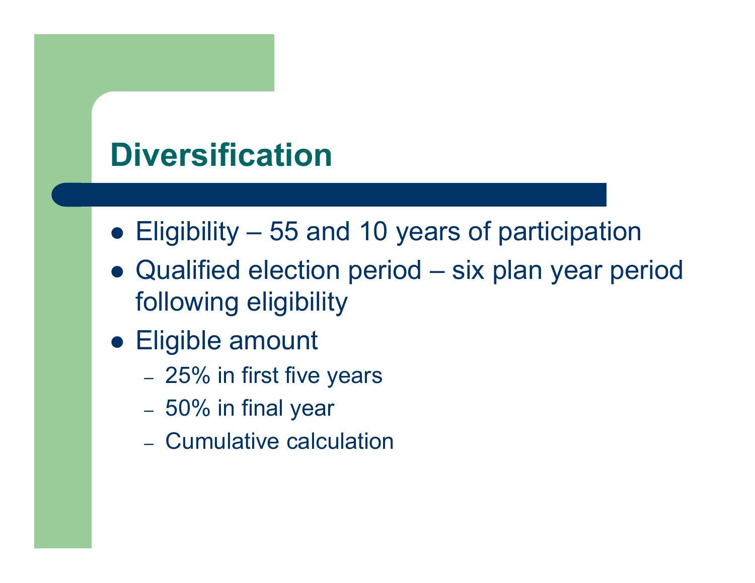# Diversification

- Eligibility – 55 and 10 years of participation
- Qualified election period – six plan year period following eligibility
- Eligible amount
  - 25% in first five years
  - 50% in final year
  - Cumulative calculation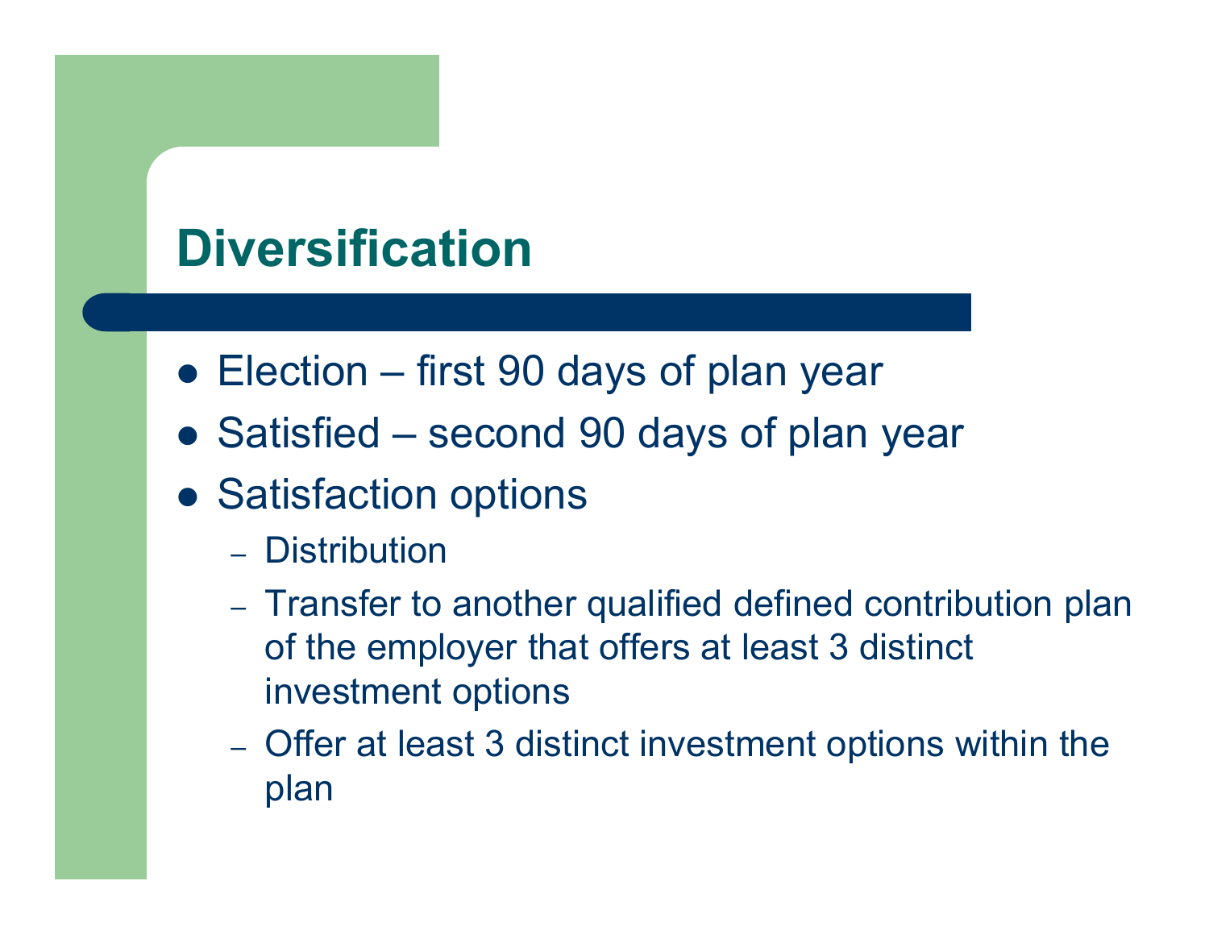# Diversification

- Election – first 90 days of plan year
- Satisfied – second 90 days of plan year
- Satisfaction options
  - Distribution
  - Transfer to another qualified defined contribution plan of the employer that offers at least 3 distinct investment options
  - Offer at least 3 distinct investment options within the plan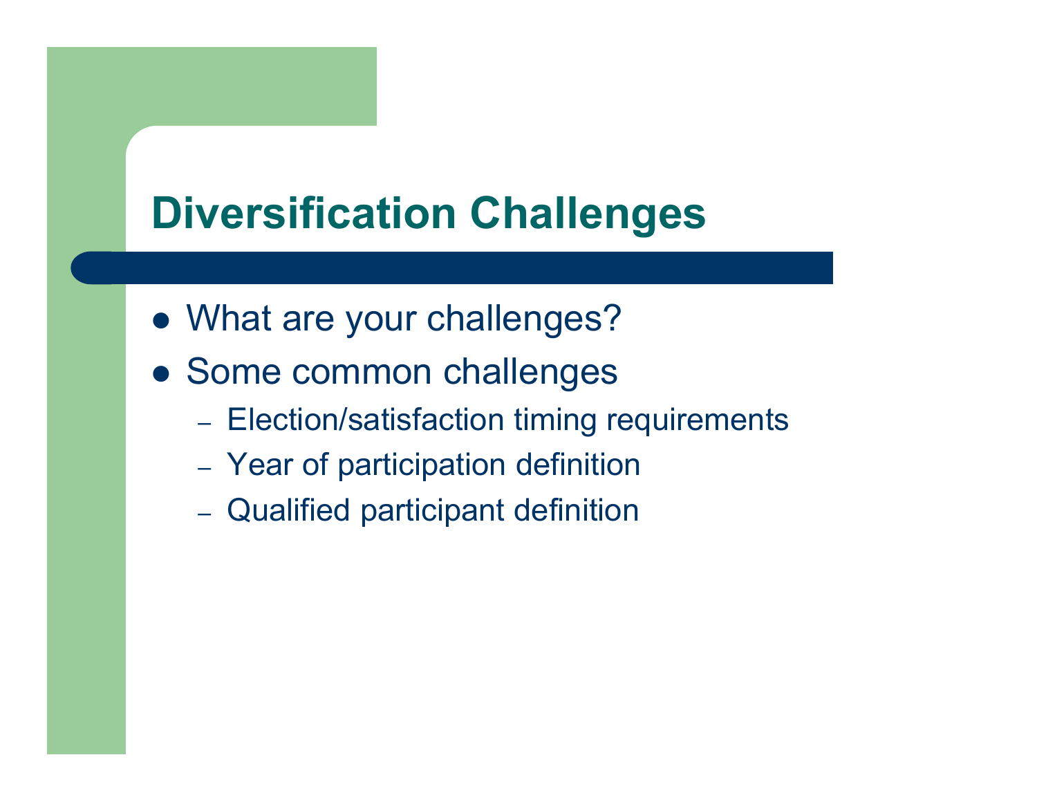# Diversification Challenges

- What are your challenges?
- Some common challenges
  - Election/satisfaction timing requirements
  - Year of participation definition
  - Qualified participant definition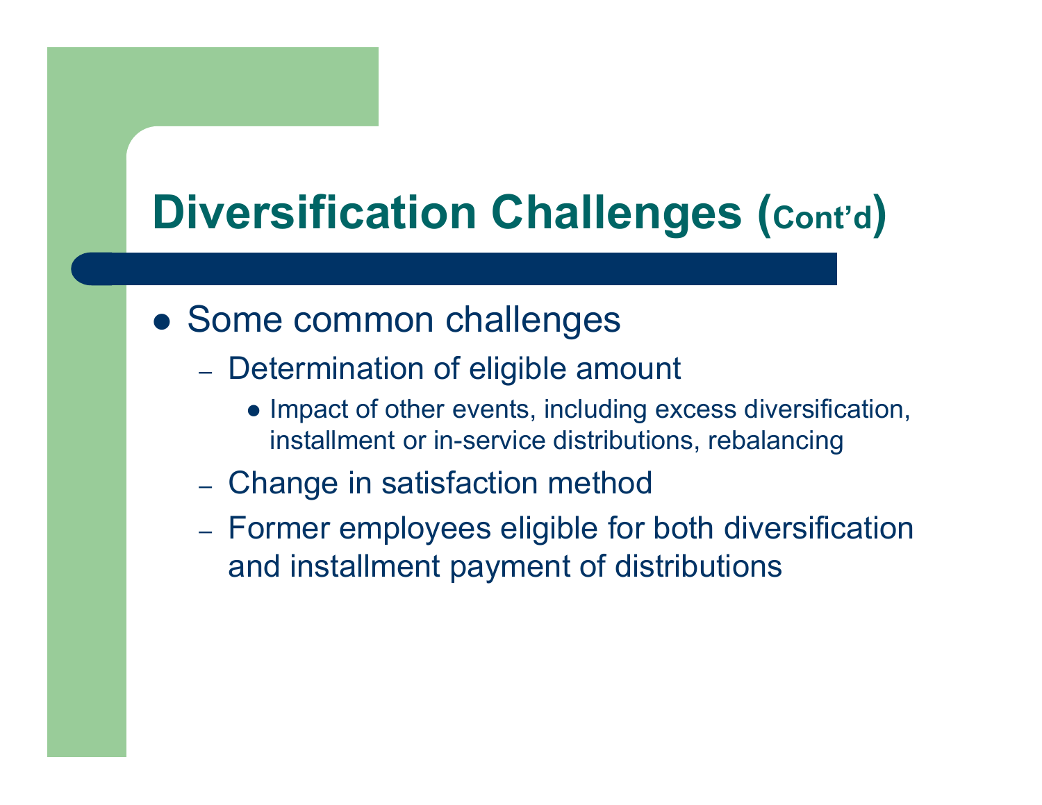# Diversification Challenges (Cont'd)

- Some common challenges
  - Determination of eligible amount
    - Impact of other events, including excess diversification, installment or in-service distributions, rebalancing
  - Change in satisfaction method
  - Former employees eligible for both diversification and installment payment of distributions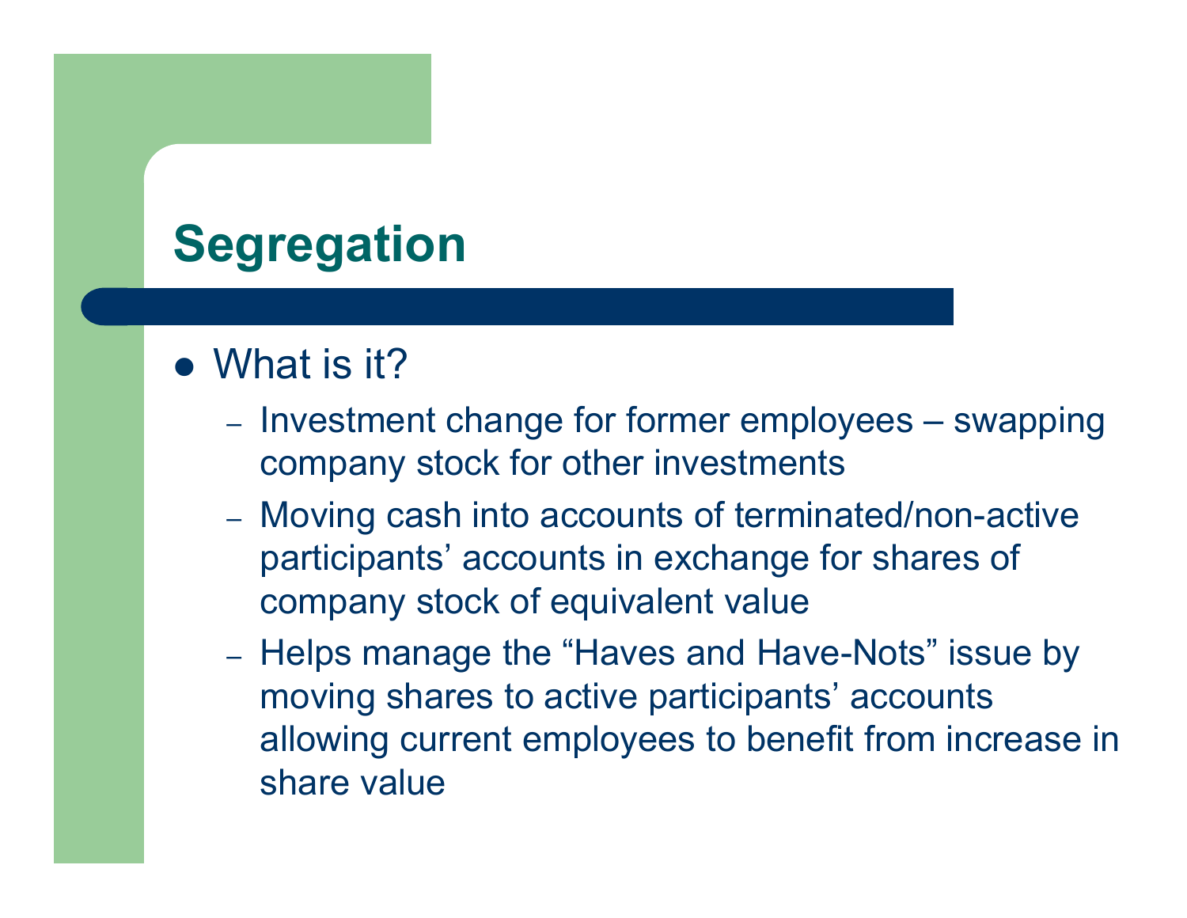# Segregation

- What is it?
  - Investment change for former employees – swapping company stock for other investments
  - Moving cash into accounts of terminated/non-active participants' accounts in exchange for shares of company stock of equivalent value
  - Helps manage the "Haves and Have-Nots" issue by moving shares to active participants' accounts allowing current employees to benefit from increase in share value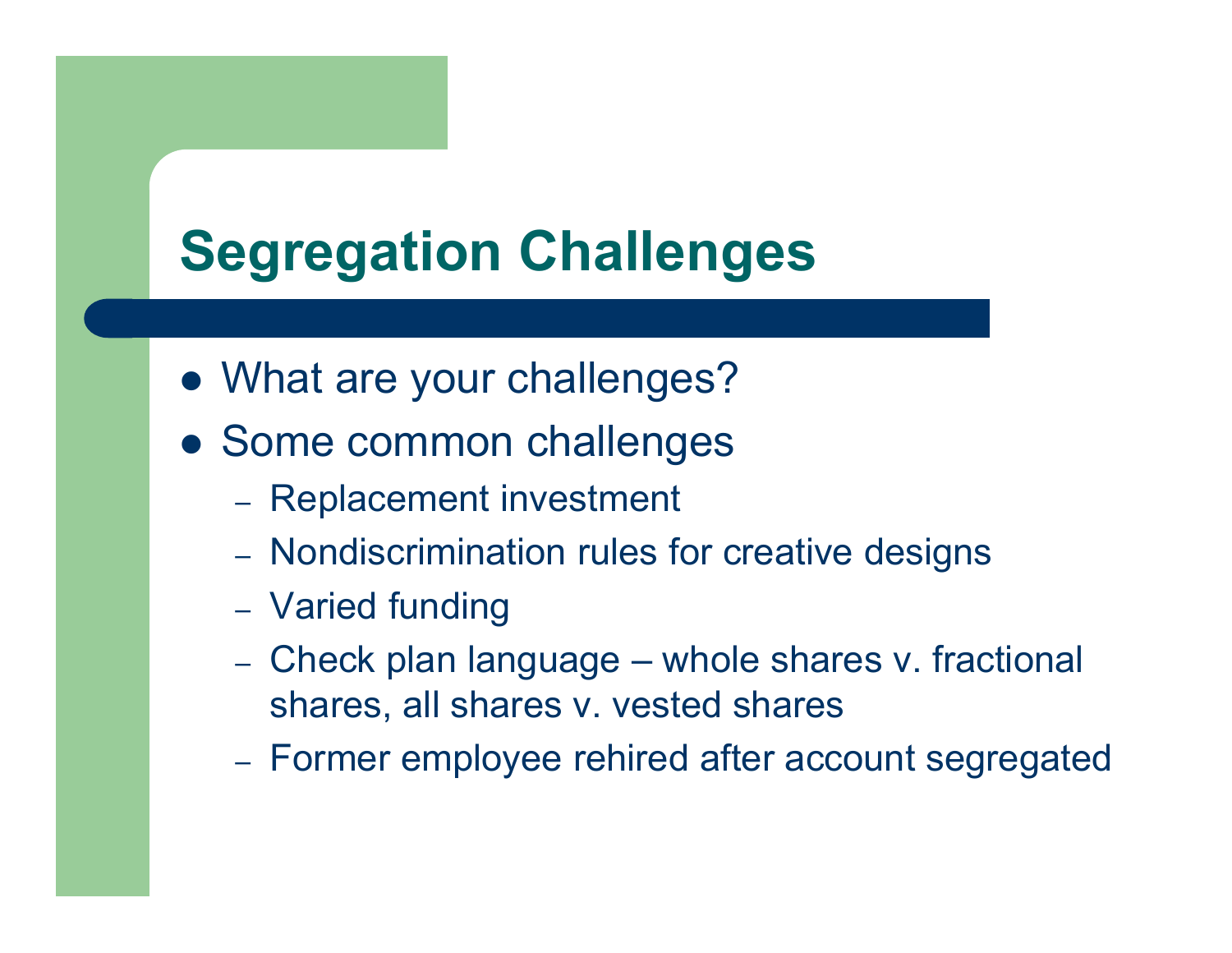# Segregation Challenges

- What are your challenges?
- Some common challenges
  - Replacement investment
  - Nondiscrimination rules for creative designs
  - Varied funding
  - Check plan language – whole shares v. fractional shares, all shares v. vested shares
  - Former employee rehired after account segregated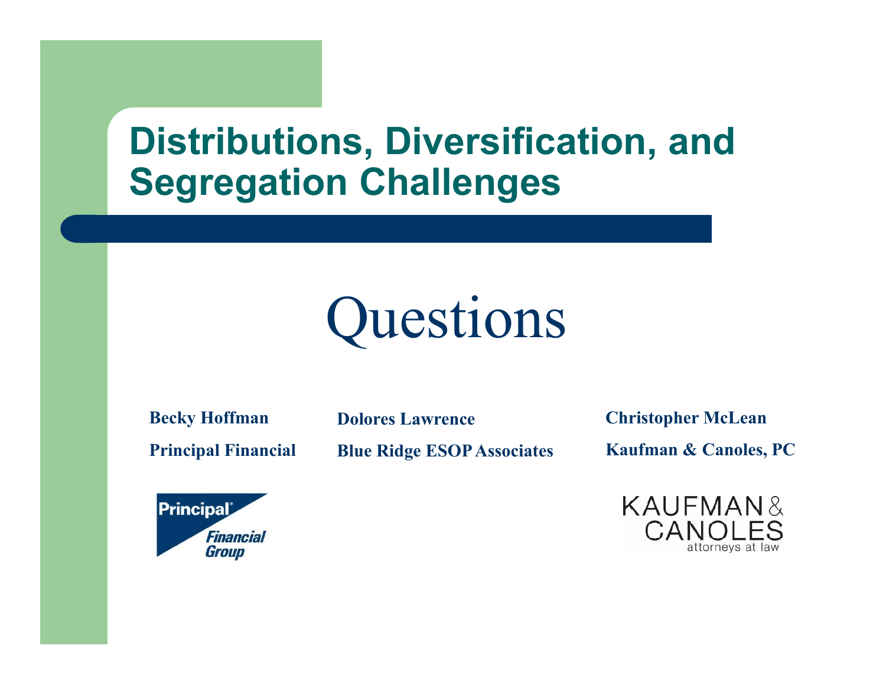# Distributions, Diversification, and Segregation Challenges

## Questions

**Becky Hoffman**

**Principal Financial**

**Dolores Lawrence**

**Blue Ridge ESOP Associates**

**Christopher McLean**

**Kaufman & Canoles, PC**